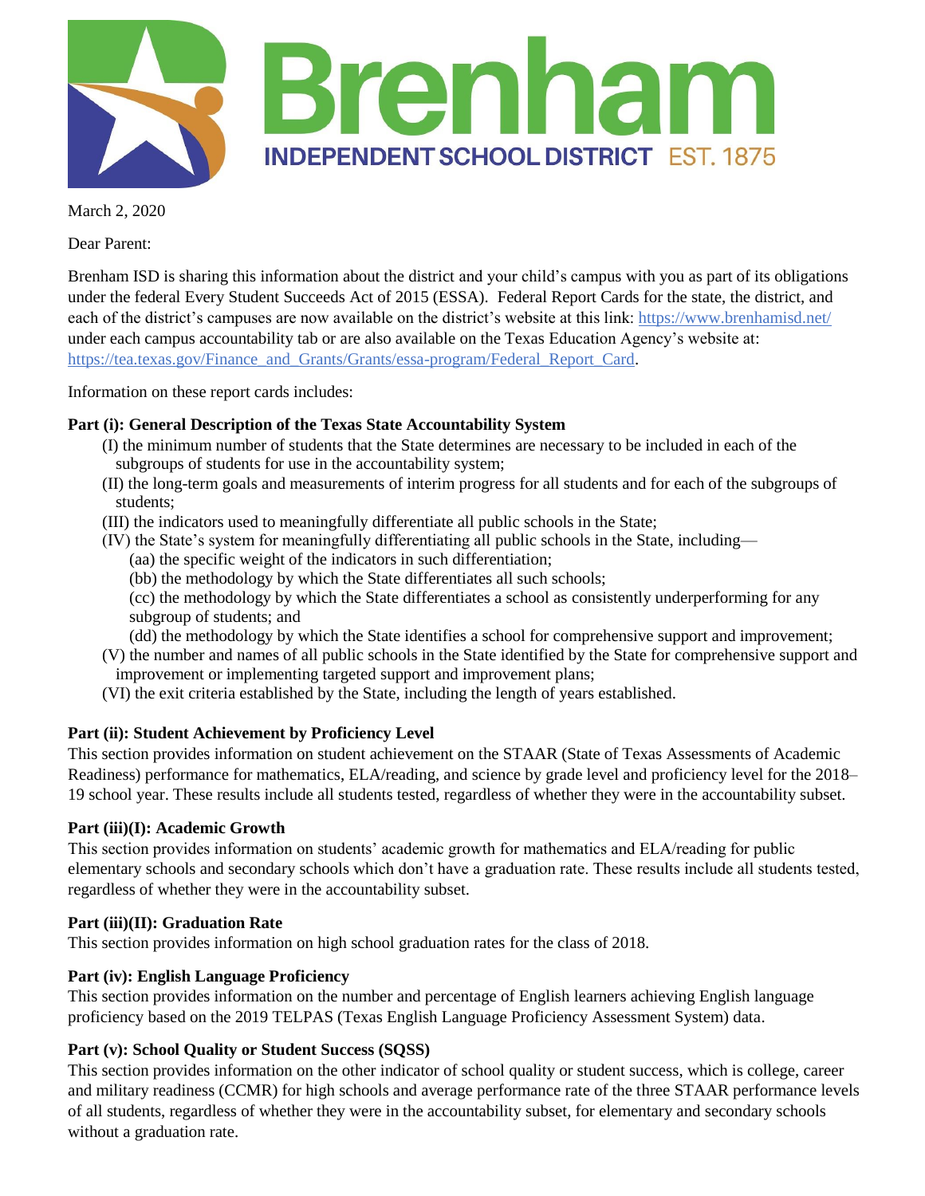# Brenham INDEPENDENT SCHOOL DISTRICT EST. 1875

March 2, 2020

Dear Parent:

Brenham ISD is sharing this information about the district and your child's campus with you as part of its obligations under the federal Every Student Succeeds Act of 2015 (ESSA). Federal Report Cards for the state, the district, and each of the district's campuses are now available on the district's website at this link: https://www.brenhamisd.net/ under each campus accountability tab or are also available on the Texas Education Agency's website at: https://tea.texas.gov/Finance_and_Grants/Grants/essa-program/Federal_Report_Card.

Information on these report cards includes:

**Part (i): General Description of the Texas State Accountability System**

- (I) the minimum number of students that the State determines are necessary to be included in each of the subgroups of students for use in the accountability system;
- (II) the long-term goals and measurements of interim progress for all students and for each of the subgroups of students;
- (III) the indicators used to meaningfully differentiate all public schools in the State;
- (IV) the State's system for meaningfully differentiating all public schools in the State, including—
  - (aa) the specific weight of the indicators in such differentiation;
  - (bb) the methodology by which the State differentiates all such schools;
  - (cc) the methodology by which the State differentiates a school as consistently underperforming for any subgroup of students; and
  - (dd) the methodology by which the State identifies a school for comprehensive support and improvement;
- (V) the number and names of all public schools in the State identified by the State for comprehensive support and improvement or implementing targeted support and improvement plans;
- (VI) the exit criteria established by the State, including the length of years established.

**Part (ii): Student Achievement by Proficiency Level**

This section provides information on student achievement on the STAAR (State of Texas Assessments of Academic Readiness) performance for mathematics, ELA/reading, and science by grade level and proficiency level for the 2018–19 school year. These results include all students tested, regardless of whether they were in the accountability subset.

**Part (iii)(I): Academic Growth**

This section provides information on students' academic growth for mathematics and ELA/reading for public elementary schools and secondary schools which don't have a graduation rate. These results include all students tested, regardless of whether they were in the accountability subset.

**Part (iii)(II): Graduation Rate**

This section provides information on high school graduation rates for the class of 2018.

**Part (iv): English Language Proficiency**

This section provides information on the number and percentage of English learners achieving English language proficiency based on the 2019 TELPAS (Texas English Language Proficiency Assessment System) data.

**Part (v): School Quality or Student Success (SQSS)**

This section provides information on the other indicator of school quality or student success, which is college, career and military readiness (CCMR) for high schools and average performance rate of the three STAAR performance levels of all students, regardless of whether they were in the accountability subset, for elementary and secondary schools without a graduation rate.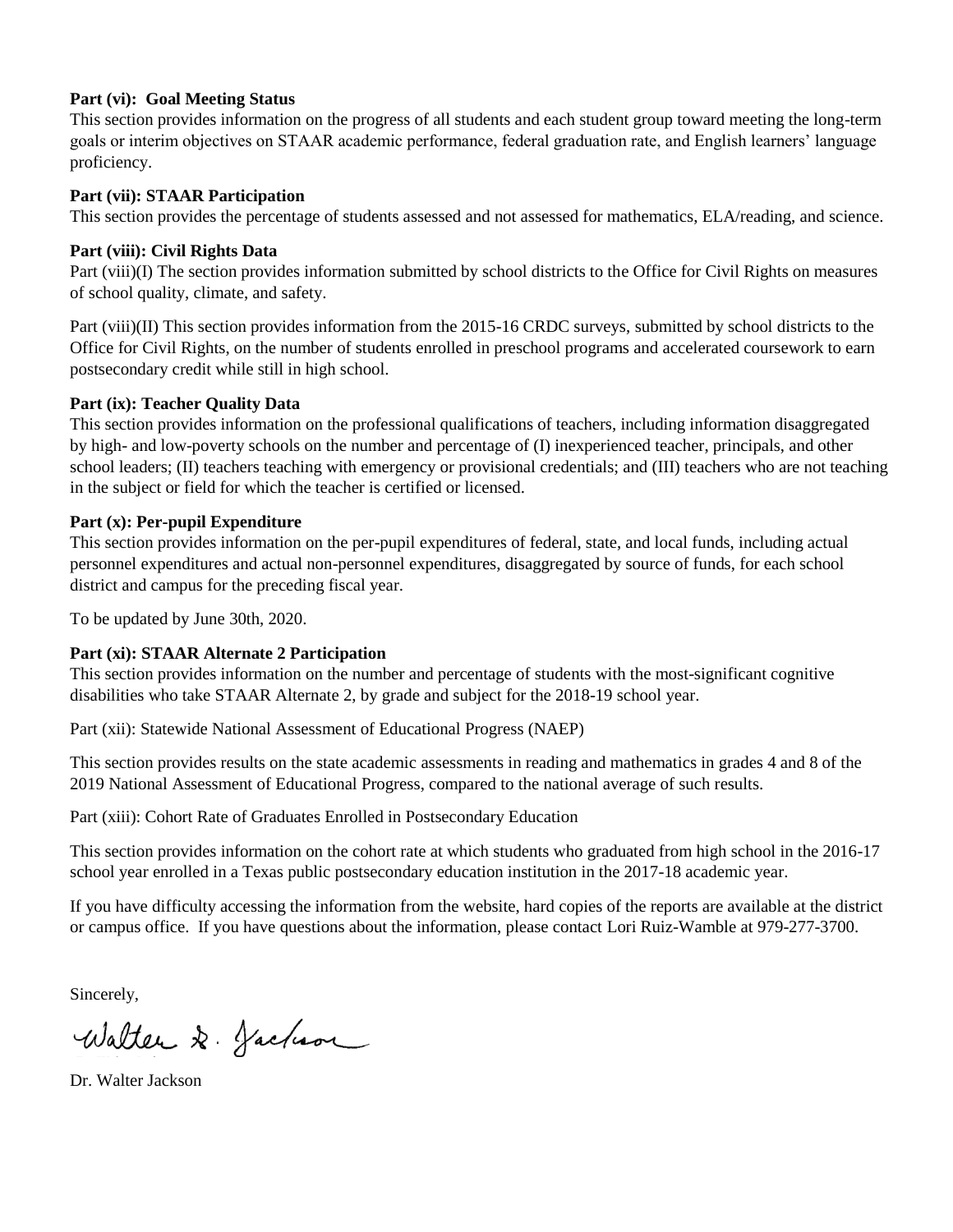**Part (vi): Goal Meeting Status**

This section provides information on the progress of all students and each student group toward meeting the long-term goals or interim objectives on STAAR academic performance, federal graduation rate, and English learners' language proficiency.

**Part (vii): STAAR Participation**

This section provides the percentage of students assessed and not assessed for mathematics, ELA/reading, and science.

**Part (viii): Civil Rights Data**

Part (viii)(I) The section provides information submitted by school districts to the Office for Civil Rights on measures of school quality, climate, and safety.

Part (viii)(II) This section provides information from the 2015-16 CRDC surveys, submitted by school districts to the Office for Civil Rights, on the number of students enrolled in preschool programs and accelerated coursework to earn postsecondary credit while still in high school.

**Part (ix): Teacher Quality Data**

This section provides information on the professional qualifications of teachers, including information disaggregated by high- and low-poverty schools on the number and percentage of (I) inexperienced teacher, principals, and other school leaders; (II) teachers teaching with emergency or provisional credentials; and (III) teachers who are not teaching in the subject or field for which the teacher is certified or licensed.

**Part (x): Per-pupil Expenditure**

This section provides information on the per-pupil expenditures of federal, state, and local funds, including actual personnel expenditures and actual non-personnel expenditures, disaggregated by source of funds, for each school district and campus for the preceding fiscal year.

To be updated by June 30th, 2020.

**Part (xi): STAAR Alternate 2 Participation**

This section provides information on the number and percentage of students with the most-significant cognitive disabilities who take STAAR Alternate 2, by grade and subject for the 2018-19 school year.

Part (xii): Statewide National Assessment of Educational Progress (NAEP)

This section provides results on the state academic assessments in reading and mathematics in grades 4 and 8 of the 2019 National Assessment of Educational Progress, compared to the national average of such results.

Part (xiii): Cohort Rate of Graduates Enrolled in Postsecondary Education

This section provides information on the cohort rate at which students who graduated from high school in the 2016-17 school year enrolled in a Texas public postsecondary education institution in the 2017-18 academic year.

If you have difficulty accessing the information from the website, hard copies of the reports are available at the district or campus office. If you have questions about the information, please contact Lori Ruiz-Wamble at 979-277-3700.

Sincerely,

Walter D. Jackson

Dr. Walter Jackson